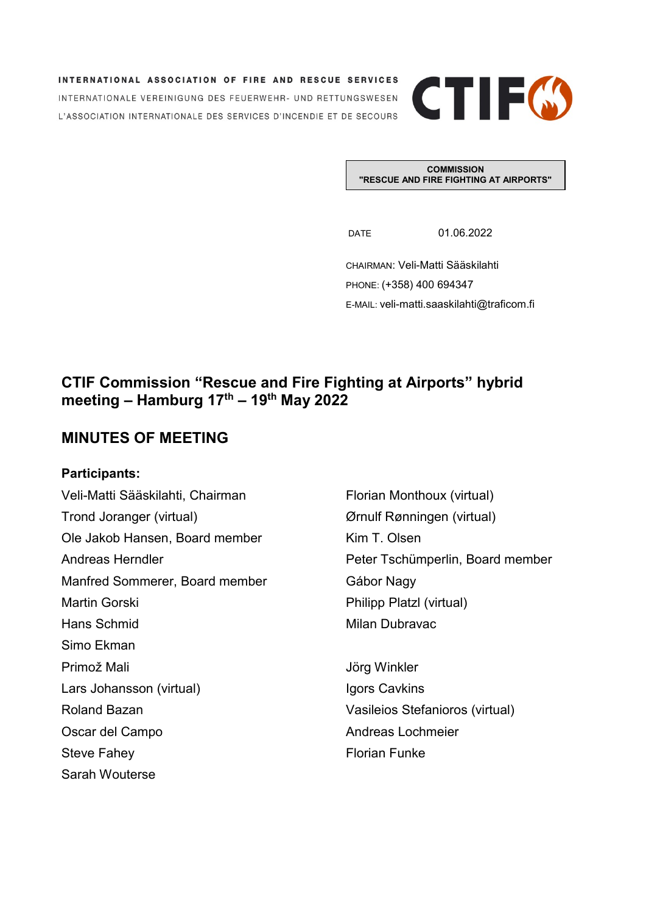INTERNATIONAL ASSOCIATION OF FIRE AND RESCUE SERVICES
INTERNATIONALE VEREINIGUNG DES FEUERWEHR- UND RETTUNGSWESEN
L'ASSOCIATION INTERNATIONALE DES SERVICES D'INCENDIE ET DE SECOURS

CTIF

**COMMISSION**
**"RESCUE AND FIRE FIGHTING AT AIRPORTS"**

DATE 01.06.2022

CHAIRMAN: Veli-Matti Sääskilahti
PHONE: (+358) 400 694347
E-MAIL: veli-matti.saaskilahti@traficom.fi

# CTIF Commission "Rescue and Fire Fighting at Airports" hybrid meeting – Hamburg 17th – 19th May 2022

## MINUTES OF MEETING

**Participants:**

Veli-Matti Sääskilahti, Chairman
Trond Joranger (virtual)
Ole Jakob Hansen, Board member
Andreas Herndler
Manfred Sommerer, Board member
Martin Gorski
Hans Schmid
Simo Ekman
Primož Mali
Lars Johansson (virtual)
Roland Bazan
Oscar del Campo
Steve Fahey
Sarah Wouterse
Florian Monthoux (virtual)
Ørnulf Rønningen (virtual)
Kim T. Olsen
Peter Tschümperlin, Board member
Gábor Nagy
Philipp Platzl (virtual)
Milan Dubravac
Jörg Winkler
Igors Cavkins
Vasileios Stefanioros (virtual)
Andreas Lochmeier
Florian Funke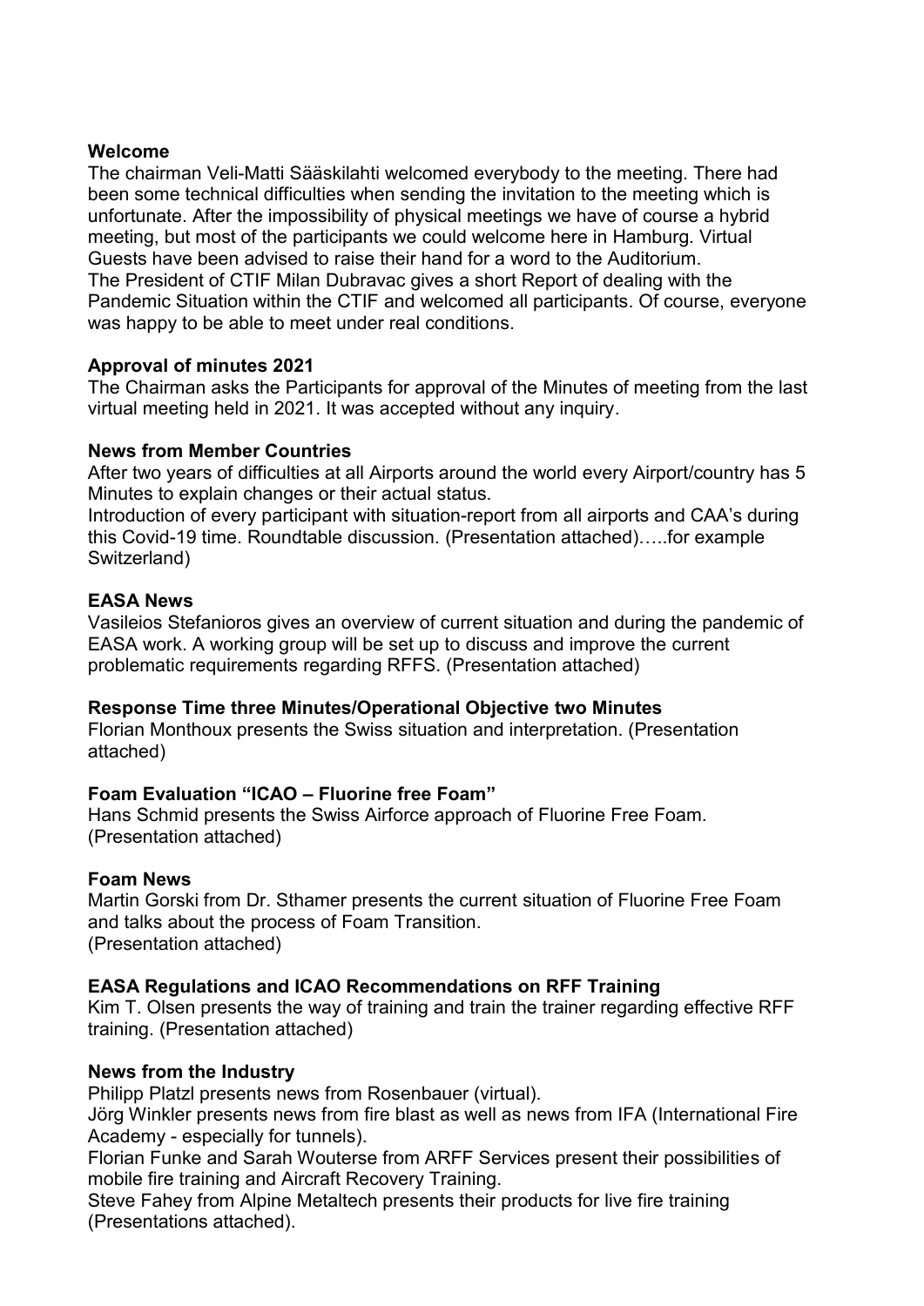**Welcome**

The chairman Veli-Matti Sääskilahti welcomed everybody to the meeting. There had been some technical difficulties when sending the invitation to the meeting which is unfortunate. After the impossibility of physical meetings we have of course a hybrid meeting, but most of the participants we could welcome here in Hamburg. Virtual Guests have been advised to raise their hand for a word to the Auditorium.
The President of CTIF Milan Dubravac gives a short Report of dealing with the Pandemic Situation within the CTIF and welcomed all participants. Of course, everyone was happy to be able to meet under real conditions.

**Approval of minutes 2021**

The Chairman asks the Participants for approval of the Minutes of meeting from the last virtual meeting held in 2021. It was accepted without any inquiry.

**News from Member Countries**

After two years of difficulties at all Airports around the world every Airport/country has 5 Minutes to explain changes or their actual status.
Introduction of every participant with situation-report from all airports and CAA's during this Covid-19 time. Roundtable discussion. (Presentation attached)…..for example Switzerland)

**EASA News**

Vasileios Stefanioros gives an overview of current situation and during the pandemic of EASA work. A working group will be set up to discuss and improve the current problematic requirements regarding RFFS. (Presentation attached)

**Response Time three Minutes/Operational Objective two Minutes**

Florian Monthoux presents the Swiss situation and interpretation. (Presentation attached)

**Foam Evaluation "ICAO – Fluorine free Foam"**

Hans Schmid presents the Swiss Airforce approach of Fluorine Free Foam. (Presentation attached)

**Foam News**

Martin Gorski from Dr. Sthamer presents the current situation of Fluorine Free Foam and talks about the process of Foam Transition.
(Presentation attached)

**EASA Regulations and ICAO Recommendations on RFF Training**

Kim T. Olsen presents the way of training and train the trainer regarding effective RFF training. (Presentation attached)

**News from the Industry**

Philipp Platzl presents news from Rosenbauer (virtual).
Jörg Winkler presents news from fire blast as well as news from IFA (International Fire Academy - especially for tunnels).
Florian Funke and Sarah Wouterse from ARFF Services present their possibilities of mobile fire training and Aircraft Recovery Training.
Steve Fahey from Alpine Metaltech presents their products for live fire training (Presentations attached).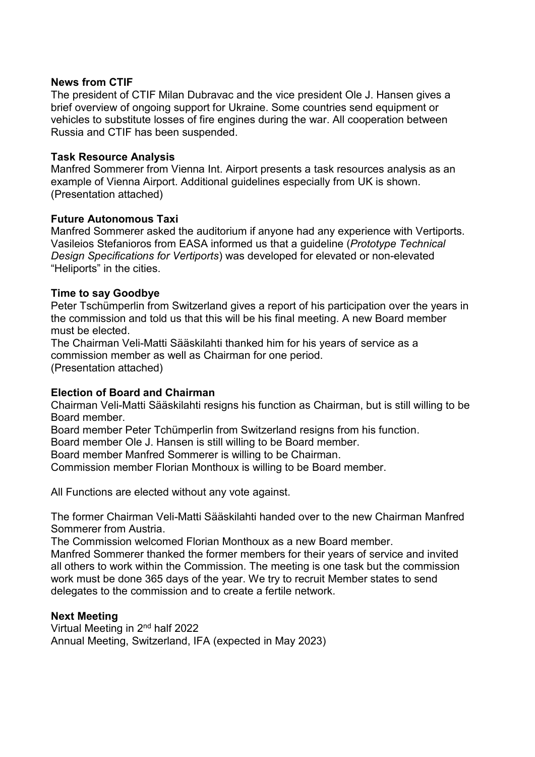**News from CTIF**

The president of CTIF Milan Dubravac and the vice president Ole J. Hansen gives a brief overview of ongoing support for Ukraine. Some countries send equipment or vehicles to substitute losses of fire engines during the war. All cooperation between Russia and CTIF has been suspended.

**Task Resource Analysis**

Manfred Sommerer from Vienna Int. Airport presents a task resources analysis as an example of Vienna Airport. Additional guidelines especially from UK is shown. (Presentation attached)

**Future Autonomous Taxi**

Manfred Sommerer asked the auditorium if anyone had any experience with Vertiports. Vasileios Stefanioros from EASA informed us that a guideline (*Prototype Technical Design Specifications for Vertiports*) was developed for elevated or non-elevated "Heliports" in the cities.

**Time to say Goodbye**

Peter Tschümperlin from Switzerland gives a report of his participation over the years in the commission and told us that this will be his final meeting. A new Board member must be elected.
The Chairman Veli-Matti Sääskilahti thanked him for his years of service as a commission member as well as Chairman for one period.
(Presentation attached)

**Election of Board and Chairman**

Chairman Veli-Matti Sääskilahti resigns his function as Chairman, but is still willing to be Board member.
Board member Peter Tchümperlin from Switzerland resigns from his function.
Board member Ole J. Hansen is still willing to be Board member.
Board member Manfred Sommerer is willing to be Chairman.
Commission member Florian Monthoux is willing to be Board member.

All Functions are elected without any vote against.

The former Chairman Veli-Matti Sääskilahti handed over to the new Chairman Manfred Sommerer from Austria.
The Commission welcomed Florian Monthoux as a new Board member.
Manfred Sommerer thanked the former members for their years of service and invited all others to work within the Commission. The meeting is one task but the commission work must be done 365 days of the year. We try to recruit Member states to send delegates to the commission and to create a fertile network.

**Next Meeting**

Virtual Meeting in 2nd half 2022
Annual Meeting, Switzerland, IFA (expected in May 2023)